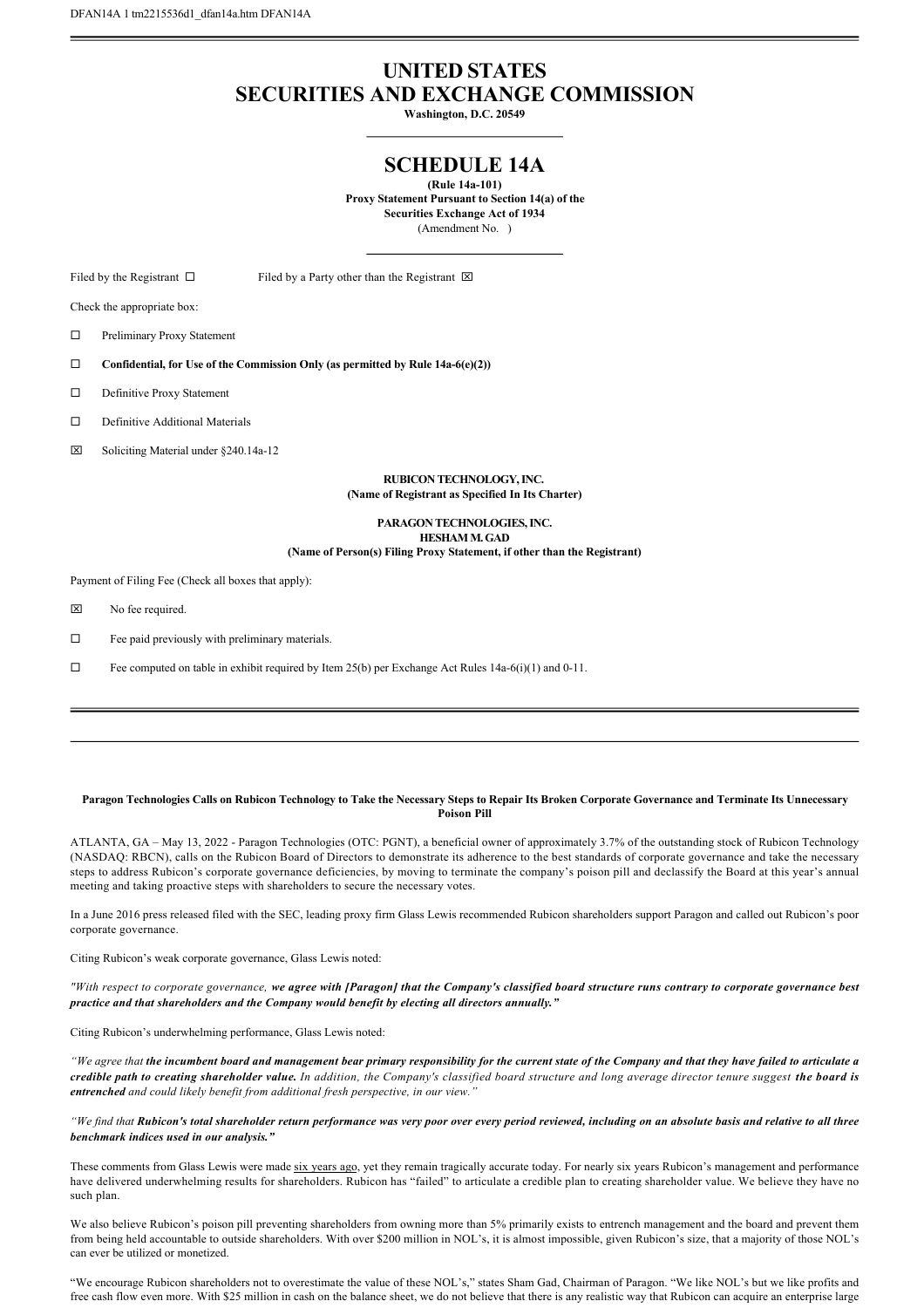DFAN14A 1 tm2215536d1_dfan14a.htm DFAN14A

# UNITED STATES SECURITIES AND EXCHANGE COMMISSION

**Washington, D.C. 20549**

## SCHEDULE 14A

**(Rule 14a-101)**
**Proxy Statement Pursuant to Section 14(a) of the Securities Exchange Act of 1934**
(Amendment No. )

Filed by the Registrant ☐ Filed by a Party other than the Registrant ☒

Check the appropriate box:

☐ Preliminary Proxy Statement

☐ **Confidential, for Use of the Commission Only (as permitted by Rule 14a-6(e)(2))**

☐ Definitive Proxy Statement

☐ Definitive Additional Materials

☒ Soliciting Material under §240.14a-12

**RUBICON TECHNOLOGY, INC.**
**(Name of Registrant as Specified In Its Charter)**

**PARAGON TECHNOLOGIES, INC.**
**HESHAM M. GAD**
**(Name of Person(s) Filing Proxy Statement, if other than the Registrant)**

Payment of Filing Fee (Check all boxes that apply):

☒ No fee required.

☐ Fee paid previously with preliminary materials.

☐ Fee computed on table in exhibit required by Item 25(b) per Exchange Act Rules 14a-6(i)(1) and 0-11.

---

**Paragon Technologies Calls on Rubicon Technology to Take the Necessary Steps to Repair Its Broken Corporate Governance and Terminate Its Unnecessary Poison Pill**

ATLANTA, GA – May 13, 2022 - Paragon Technologies (OTC: PGNT), a beneficial owner of approximately 3.7% of the outstanding stock of Rubicon Technology (NASDAQ: RBCN), calls on the Rubicon Board of Directors to demonstrate its adherence to the best standards of corporate governance and take the necessary steps to address Rubicon's corporate governance deficiencies, by moving to terminate the company's poison pill and declassify the Board at this year's annual meeting and taking proactive steps with shareholders to secure the necessary votes.

In a June 2016 press released filed with the SEC, leading proxy firm Glass Lewis recommended Rubicon shareholders support Paragon and called out Rubicon's poor corporate governance.

Citing Rubicon's weak corporate governance, Glass Lewis noted:

*"With respect to corporate governance,* ***we agree with [Paragon] that the Company's classified board structure runs contrary to corporate governance best practice and that shareholders and the Company would benefit by electing all directors annually."***

Citing Rubicon's underwhelming performance, Glass Lewis noted:

*"We agree that* ***the incumbent board and management bear primary responsibility for the current state of the Company and that they have failed to articulate a credible path to creating shareholder value.*** *In addition, the Company's classified board structure and long average director tenure suggest* ***the board is entrenched*** *and could likely benefit from additional fresh perspective, in our view."*

*"We find that* ***Rubicon's total shareholder return performance was very poor over every period reviewed, including on an absolute basis and relative to all three benchmark indices used in our analysis."***

These comments from Glass Lewis were made six years ago, yet they remain tragically accurate today. For nearly six years Rubicon's management and performance have delivered underwhelming results for shareholders. Rubicon has "failed" to articulate a credible plan to creating shareholder value. We believe they have no such plan.

We also believe Rubicon's poison pill preventing shareholders from owning more than 5% primarily exists to entrench management and the board and prevent them from being held accountable to outside shareholders. With over $200 million in NOL's, it is almost impossible, given Rubicon's size, that a majority of those NOL's can ever be utilized or monetized.

"We encourage Rubicon shareholders not to overestimate the value of these NOL's," states Sham Gad, Chairman of Paragon. "We like NOL's but we like profits and free cash flow even more. With $25 million in cash on the balance sheet, we do not believe that there is any realistic way that Rubicon can acquire an enterprise large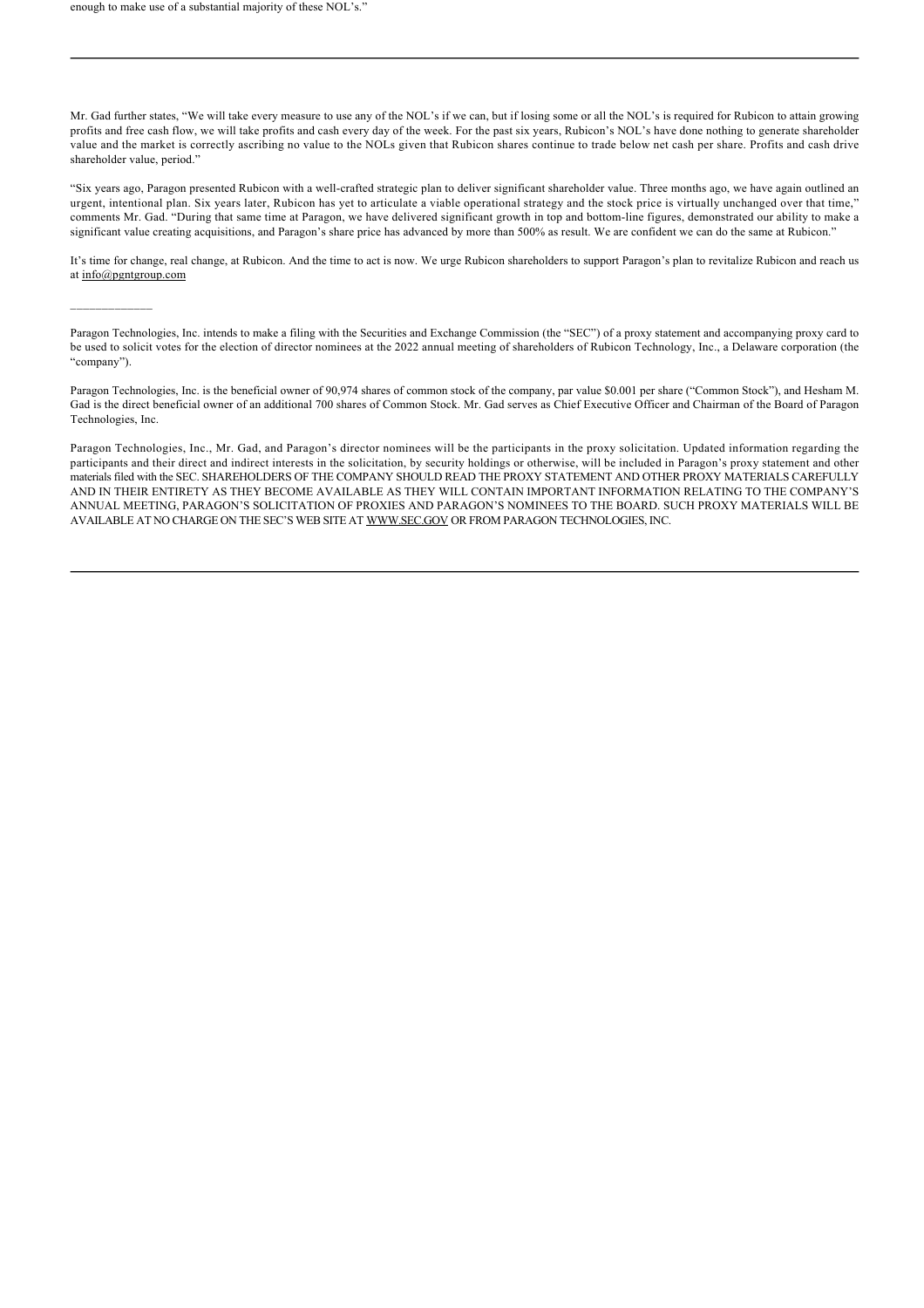enough to make use of a substantial majority of these NOL's."

---

Mr. Gad further states, "We will take every measure to use any of the NOL's if we can, but if losing some or all the NOL's is required for Rubicon to attain growing profits and free cash flow, we will take profits and cash every day of the week. For the past six years, Rubicon's NOL's have done nothing to generate shareholder value and the market is correctly ascribing no value to the NOLs given that Rubicon shares continue to trade below net cash per share. Profits and cash drive shareholder value, period."

"Six years ago, Paragon presented Rubicon with a well-crafted strategic plan to deliver significant shareholder value. Three months ago, we have again outlined an urgent, intentional plan. Six years later, Rubicon has yet to articulate a viable operational strategy and the stock price is virtually unchanged over that time," comments Mr. Gad. "During that same time at Paragon, we have delivered significant growth in top and bottom-line figures, demonstrated our ability to make a significant value creating acquisitions, and Paragon's share price has advanced by more than 500% as result. We are confident we can do the same at Rubicon."

It's time for change, real change, at Rubicon. And the time to act is now. We urge Rubicon shareholders to support Paragon's plan to revitalize Rubicon and reach us at info@pgntgroup.com

\_\_\_\_\_\_\_\_\_\_\_\_\_

Paragon Technologies, Inc. intends to make a filing with the Securities and Exchange Commission (the "SEC") of a proxy statement and accompanying proxy card to be used to solicit votes for the election of director nominees at the 2022 annual meeting of shareholders of Rubicon Technology, Inc., a Delaware corporation (the "company").

Paragon Technologies, Inc. is the beneficial owner of 90,974 shares of common stock of the company, par value $0.001 per share ("Common Stock"), and Hesham M. Gad is the direct beneficial owner of an additional 700 shares of Common Stock. Mr. Gad serves as Chief Executive Officer and Chairman of the Board of Paragon Technologies, Inc.

Paragon Technologies, Inc., Mr. Gad, and Paragon's director nominees will be the participants in the proxy solicitation. Updated information regarding the participants and their direct and indirect interests in the solicitation, by security holdings or otherwise, will be included in Paragon's proxy statement and other materials filed with the SEC. SHAREHOLDERS OF THE COMPANY SHOULD READ THE PROXY STATEMENT AND OTHER PROXY MATERIALS CAREFULLY AND IN THEIR ENTIRETY AS THEY BECOME AVAILABLE AS THEY WILL CONTAIN IMPORTANT INFORMATION RELATING TO THE COMPANY'S ANNUAL MEETING, PARAGON'S SOLICITATION OF PROXIES AND PARAGON'S NOMINEES TO THE BOARD. SUCH PROXY MATERIALS WILL BE AVAILABLE AT NO CHARGE ON THE SEC'S WEB SITE AT WWW.SEC.GOV OR FROM PARAGON TECHNOLOGIES, INC.